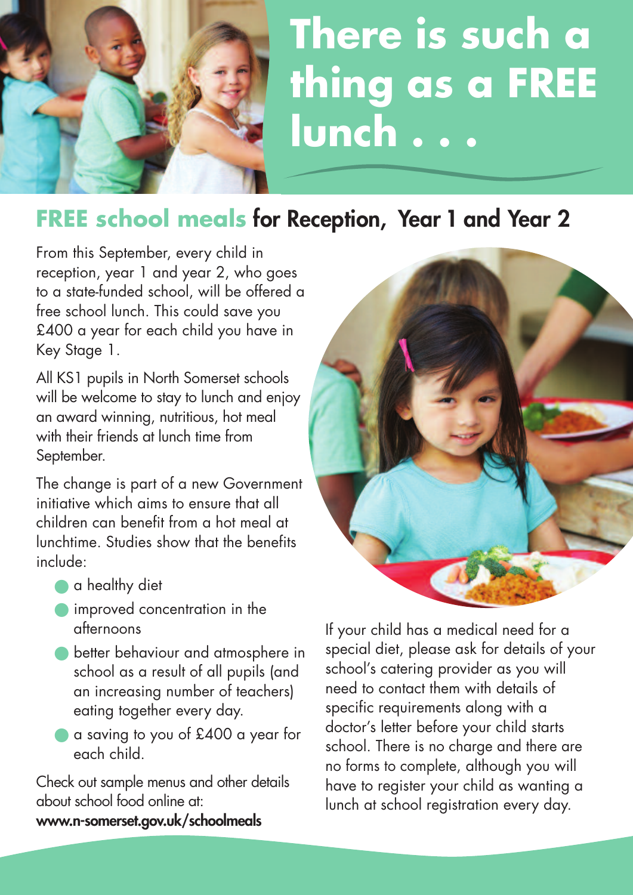# There is such a thing as a FREE lunch . . .

## FREE school meals for Reception, Year 1 and Year 2

From this September, every child in reception, year 1 and year 2, who goes to a state-funded school, will be offered a free school lunch. This could save you £400 a year for each child you have in Key Stage 1.

All KS1 pupils in North Somerset schools will be welcome to stay to lunch and enjoy an award winning, nutritious, hot meal with their friends at lunch time from September.

The change is part of a new Government initiative which aims to ensure that all children can benefit from a hot meal at lunchtime. Studies show that the benefits include:

- a healthy diet
- improved concentration in the afternoons
- better behaviour and atmosphere in school as a result of all pupils (and an increasing number of teachers) eating together every day.
- a saving to you of £400 a year for each child.

Check out sample menus and other details about school food online at:
**www.n-somerset.gov.uk/schoolmeals**

If your child has a medical need for a special diet, please ask for details of your school's catering provider as you will need to contact them with details of specific requirements along with a doctor's letter before your child starts school. There is no charge and there are no forms to complete, although you will have to register your child as wanting a lunch at school registration every day.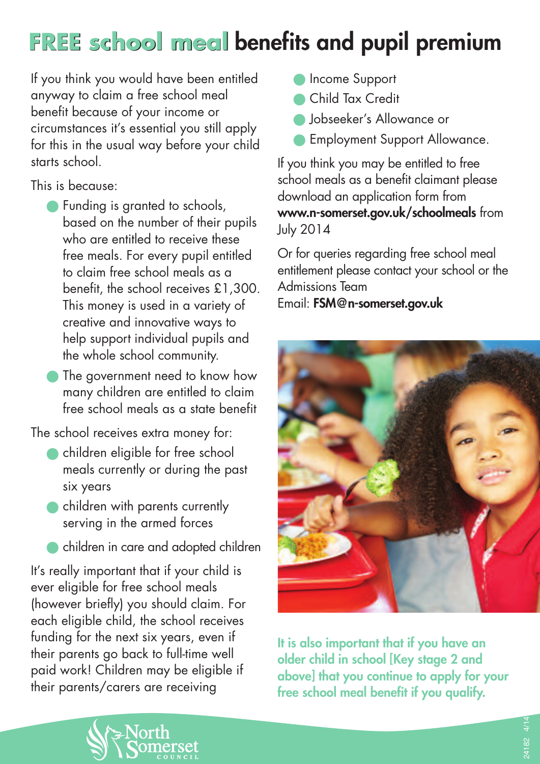# FREE school meal benefits and pupil premium

If you think you would have been entitled anyway to claim a free school meal benefit because of your income or circumstances it's essential you still apply for this in the usual way before your child starts school.

This is because:

- Funding is granted to schools, based on the number of their pupils who are entitled to receive these free meals. For every pupil entitled to claim free school meals as a benefit, the school receives £1,300. This money is used in a variety of creative and innovative ways to help support individual pupils and the whole school community.
- The government need to know how many children are entitled to claim free school meals as a state benefit

The school receives extra money for:

- children eligible for free school meals currently or during the past six years
- children with parents currently serving in the armed forces
- children in care and adopted children

It's really important that if your child is ever eligible for free school meals (however briefly) you should claim. For each eligible child, the school receives funding for the next six years, even if their parents go back to full-time well paid work! Children may be eligible if their parents/carers are receiving

- Income Support
- Child Tax Credit
- Jobseeker's Allowance or
- Employment Support Allowance.

If you think you may be entitled to free school meals as a benefit claimant please download an application form from **www.n-somerset.gov.uk/schoolmeals** from July 2014

Or for queries regarding free school meal entitlement please contact your school or the Admissions Team
Email: **FSM@n-somerset.gov.uk**

**It is also important that if you have an older child in school [Key stage 2 and above] that you continue to apply for your free school meal benefit if you qualify.**

North Somerset Council

24182 4/14